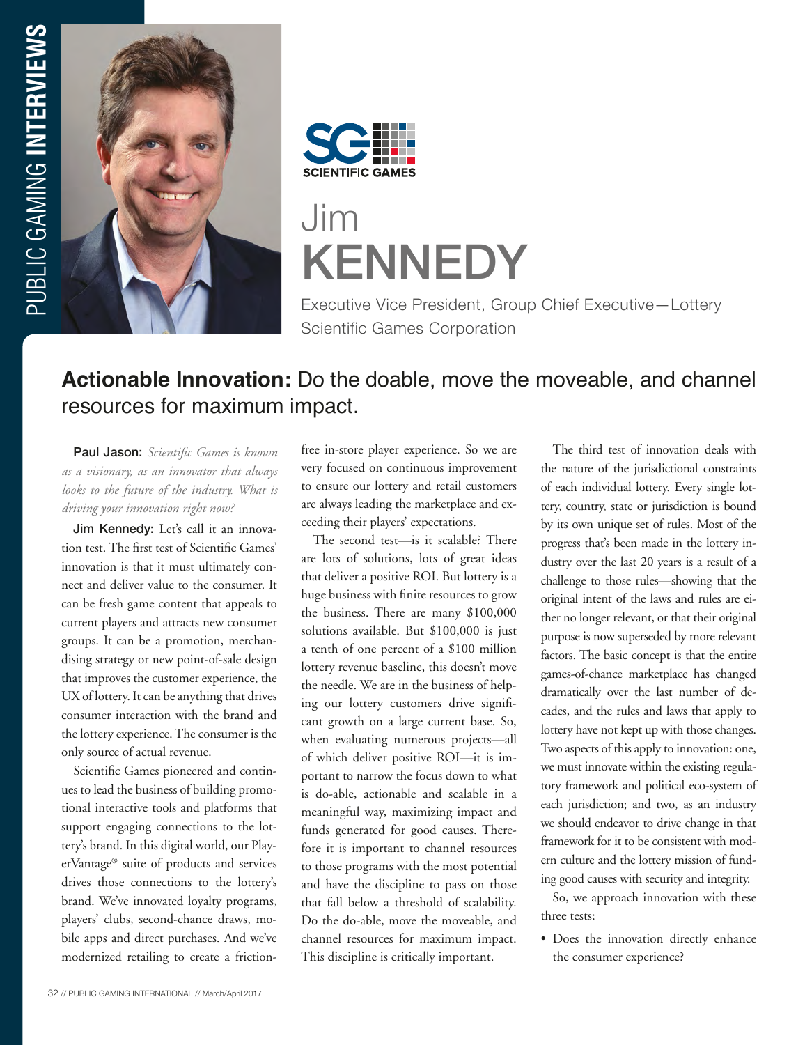# Jim KENNEDY

Executive Vice President, Group Chief Executive—Lottery
Scientific Games Corporation

## **Actionable Innovation:** Do the doable, move the moveable, and channel resources for maximum impact.

**Paul Jason:** *Scientific Games is known as a visionary, as an innovator that always looks to the future of the industry. What is driving your innovation right now?*

**Jim Kennedy:** Let's call it an innovation test. The first test of Scientific Games' innovation is that it must ultimately connect and deliver value to the consumer. It can be fresh game content that appeals to current players and attracts new consumer groups. It can be a promotion, merchandising strategy or new point-of-sale design that improves the customer experience, the UX of lottery. It can be anything that drives consumer interaction with the brand and the lottery experience. The consumer is the only source of actual revenue.

Scientific Games pioneered and continues to lead the business of building promotional interactive tools and platforms that support engaging connections to the lottery's brand. In this digital world, our PlayerVantage® suite of products and services drives those connections to the lottery's brand. We've innovated loyalty programs, players' clubs, second-chance draws, mobile apps and direct purchases. And we've modernized retailing to create a friction-free in-store player experience. So we are very focused on continuous improvement to ensure our lottery and retail customers are always leading the marketplace and exceeding their players' expectations.

The second test—is it scalable? There are lots of solutions, lots of great ideas that deliver a positive ROI. But lottery is a huge business with finite resources to grow the business. There are many $100,000 solutions available. But $100,000 is just a tenth of one percent of a $100 million lottery revenue baseline, this doesn't move the needle. We are in the business of helping our lottery customers drive significant growth on a large current base. So, when evaluating numerous projects—all of which deliver positive ROI—it is important to narrow the focus down to what is do-able, actionable and scalable in a meaningful way, maximizing impact and funds generated for good causes. Therefore it is important to channel resources to those programs with the most potential and have the discipline to pass on those that fall below a threshold of scalability. Do the do-able, move the moveable, and channel resources for maximum impact. This discipline is critically important.

The third test of innovation deals with the nature of the jurisdictional constraints of each individual lottery. Every single lottery, country, state or jurisdiction is bound by its own unique set of rules. Most of the progress that's been made in the lottery industry over the last 20 years is a result of a challenge to those rules—showing that the original intent of the laws and rules are either no longer relevant, or that their original purpose is now superseded by more relevant factors. The basic concept is that the entire games-of-chance marketplace has changed dramatically over the last number of decades, and the rules and laws that apply to lottery have not kept up with those changes. Two aspects of this apply to innovation: one, we must innovate within the existing regulatory framework and political eco-system of each jurisdiction; and two, as an industry we should endeavor to drive change in that framework for it to be consistent with modern culture and the lottery mission of funding good causes with security and integrity.

So, we approach innovation with these three tests:

- Does the innovation directly enhance the consumer experience?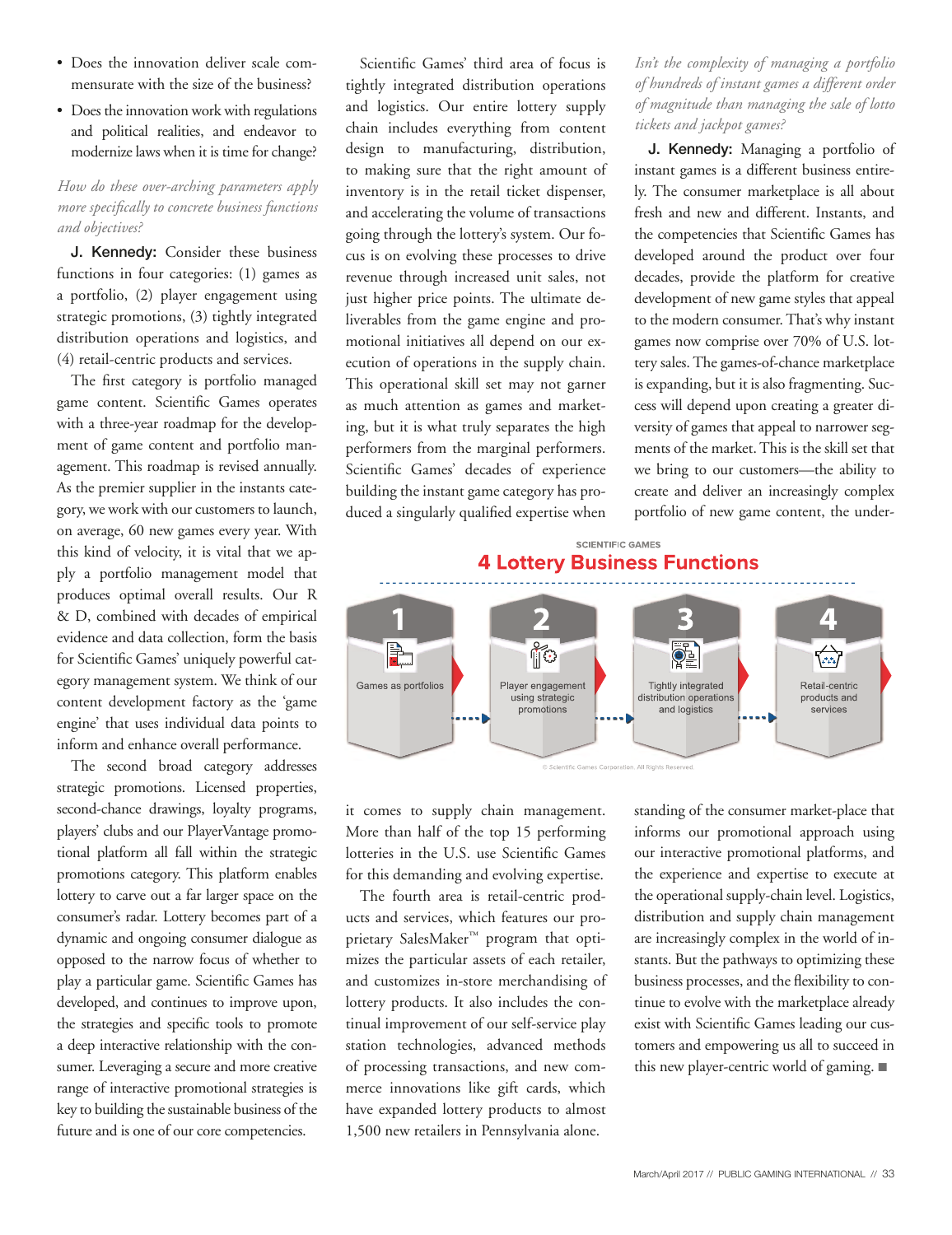- Does the innovation deliver scale commensurate with the size of the business?
- Does the innovation work with regulations and political realities, and endeavor to modernize laws when it is time for change?

*How do these over-arching parameters apply more specifically to concrete business functions and objectives?*

**J. Kennedy:** Consider these business functions in four categories: (1) games as a portfolio, (2) player engagement using strategic promotions, (3) tightly integrated distribution operations and logistics, and (4) retail-centric products and services.

The first category is portfolio managed game content. Scientific Games operates with a three-year roadmap for the development of game content and portfolio management. This roadmap is revised annually. As the premier supplier in the instants category, we work with our customers to launch, on average, 60 new games every year. With this kind of velocity, it is vital that we apply a portfolio management model that produces optimal overall results. Our R & D, combined with decades of empirical evidence and data collection, form the basis for Scientific Games' uniquely powerful category management system. We think of our content development factory as the 'game engine' that uses individual data points to inform and enhance overall performance.

The second broad category addresses strategic promotions. Licensed properties, second-chance drawings, loyalty programs, players' clubs and our PlayerVantage promotional platform all fall within the strategic promotions category. This platform enables lottery to carve out a far larger space on the consumer's radar. Lottery becomes part of a dynamic and ongoing consumer dialogue as opposed to the narrow focus of whether to play a particular game. Scientific Games has developed, and continues to improve upon, the strategies and specific tools to promote a deep interactive relationship with the consumer. Leveraging a secure and more creative range of interactive promotional strategies is key to building the sustainable business of the future and is one of our core competencies.

Scientific Games' third area of focus is tightly integrated distribution operations and logistics. Our entire lottery supply chain includes everything from content design to manufacturing, distribution, to making sure that the right amount of inventory is in the retail ticket dispenser, and accelerating the volume of transactions going through the lottery's system. Our focus is on evolving these processes to drive revenue through increased unit sales, not just higher price points. The ultimate deliverables from the game engine and promotional initiatives all depend on our execution of operations in the supply chain. This operational skill set may not garner as much attention as games and marketing, but it is what truly separates the high performers from the marginal performers. Scientific Games' decades of experience building the instant game category has produced a singularly qualified expertise when it comes to supply chain management. More than half of the top 15 performing lotteries in the U.S. use Scientific Games for this demanding and evolving expertise.

The fourth area is retail-centric products and services, which features our proprietary SalesMaker™ program that optimizes the particular assets of each retailer, and customizes in-store merchandising of lottery products. It also includes the continual improvement of our self-service play station technologies, advanced methods of processing transactions, and new commerce innovations like gift cards, which have expanded lottery products to almost 1,500 new retailers in Pennsylvania alone.

*Isn't the complexity of managing a portfolio of hundreds of instant games a different order of magnitude than managing the sale of lotto tickets and jackpot games?*

**J. Kennedy:** Managing a portfolio of instant games is a different business entirely. The consumer marketplace is all about fresh and new and different. Instants, and the competencies that Scientific Games has developed around the product over four decades, provide the platform for creative development of new game styles that appeal to the modern consumer. That's why instant games now comprise over 70% of U.S. lottery sales. The games-of-chance marketplace is expanding, but it is also fragmenting. Success will depend upon creating a greater diversity of games that appeal to narrower segments of the market. This is the skill set that we bring to our customers—the ability to create and deliver an increasingly complex portfolio of new game content, the understanding of the consumer market-place that informs our promotional approach using our interactive promotional platforms, and the experience and expertise to execute at the operational supply-chain level. Logistics, distribution and supply chain management are increasingly complex in the world of instants. But the pathways to optimizing these business processes, and the flexibility to continue to evolve with the marketplace already exist with Scientific Games leading our customers and empowering us all to succeed in this new player-centric world of gaming. ■

SCIENTIFIC GAMES

**4 Lottery Business Functions**

1 Games as portfolios

2 Player engagement using strategic promotions

3 Tightly integrated distribution operations and logistics

4 Retail-centric products and services

© Scientific Games Corporation. All Rights Reserved.